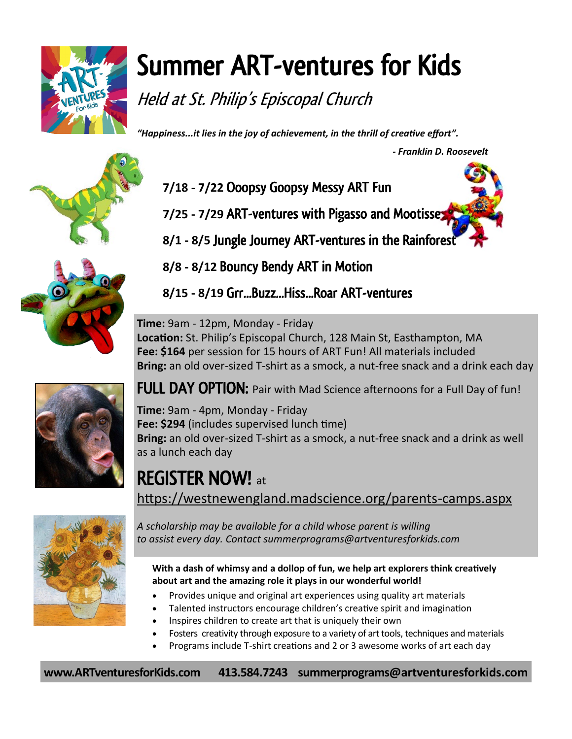# Summer ART-ventures for Kids

*Held at St. Philip's Episcopal Church*

***"Happiness...it lies in the joy of achievement, in the thrill of creative effort".***

***- Franklin D. Roosevelt***

- **7/18 - 7/22** Ooopsy Goopsy Messy ART Fun
- **7/25 - 7/29** ART-ventures with Pigasso and Mootisse
- **8/1 - 8/5** Jungle Journey ART-ventures in the Rainforest
- **8/8 - 8/12** Bouncy Bendy ART in Motion
- **8/15 - 8/19** Grr...Buzz...Hiss...Roar ART-ventures

**Time:** 9am - 12pm, Monday - Friday
**Location:** St. Philip's Episcopal Church, 128 Main St, Easthampton, MA
**Fee: $164** per session for 15 hours of ART Fun! All materials included
**Bring:** an old over-sized T-shirt as a smock, a nut-free snack and a drink each day

## FULL DAY OPTION: Pair with Mad Science afternoons for a Full Day of fun!

**Time:** 9am - 4pm, Monday - Friday
**Fee: $294** (includes supervised lunch time)
**Bring:** an old over-sized T-shirt as a smock, a nut-free snack and a drink as well as a lunch each day

## REGISTER NOW! at

https://westnewengland.madscience.org/parents-camps.aspx

*A scholarship may be available for a child whose parent is willing to assist every day. Contact summerprograms@artventuresforkids.com*

**With a dash of whimsy and a dollop of fun, we help art explorers think creatively about art and the amazing role it plays in our wonderful world!**

- Provides unique and original art experiences using quality art materials
- Talented instructors encourage children's creative spirit and imagination
- Inspires children to create art that is uniquely their own
- Fosters creativity through exposure to a variety of art tools, techniques and materials
- Programs include T-shirt creations and 2 or 3 awesome works of art each day

**www.ARTventuresforKids.com 413.584.7243 summerprograms@artventuresforkids.com**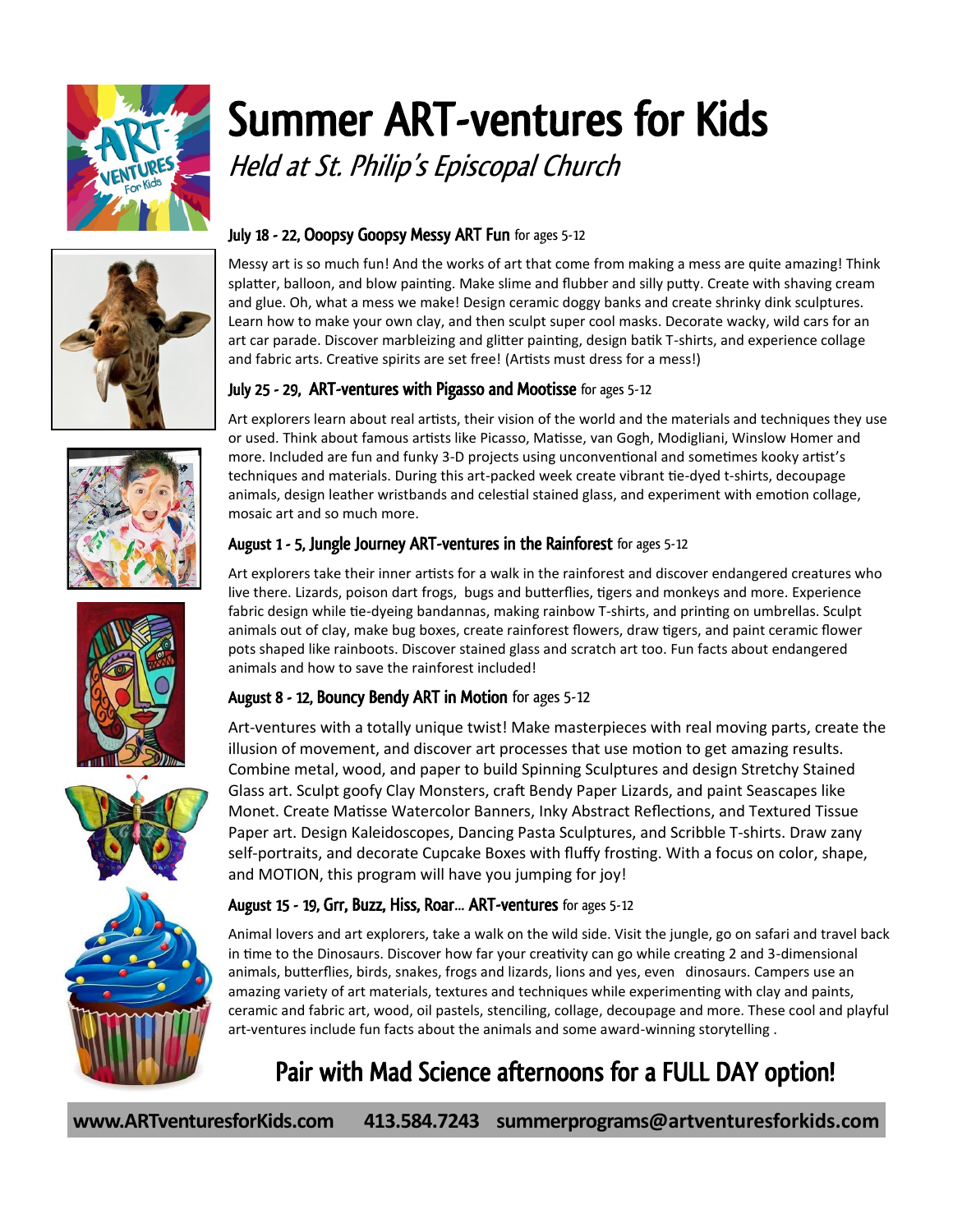# Summer ART-ventures for Kids

*Held at St. Philip's Episcopal Church*

### July 18 - 22, Ooopsy Goopsy Messy ART Fun for ages 5-12

Messy art is so much fun! And the works of art that come from making a mess are quite amazing! Think splatter, balloon, and blow painting. Make slime and flubber and silly putty. Create with shaving cream and glue. Oh, what a mess we make! Design ceramic doggy banks and create shrinky dink sculptures. Learn how to make your own clay, and then sculpt super cool masks. Decorate wacky, wild cars for an art car parade. Discover marbleizing and glitter painting, design batik T-shirts, and experience collage and fabric arts. Creative spirits are set free! (Artists must dress for a mess!)

### July 25 - 29, ART-ventures with Pigasso and Mootisse for ages 5-12

Art explorers learn about real artists, their vision of the world and the materials and techniques they use or used. Think about famous artists like Picasso, Matisse, van Gogh, Modigliani, Winslow Homer and more. Included are fun and funky 3-D projects using unconventional and sometimes kooky artist's techniques and materials. During this art-packed week create vibrant tie-dyed t-shirts, decoupage animals, design leather wristbands and celestial stained glass, and experiment with emotion collage, mosaic art and so much more.

### August 1 - 5, Jungle Journey ART-ventures in the Rainforest for ages 5-12

Art explorers take their inner artists for a walk in the rainforest and discover endangered creatures who live there. Lizards, poison dart frogs, bugs and butterflies, tigers and monkeys and more. Experience fabric design while tie-dyeing bandannas, making rainbow T-shirts, and printing on umbrellas. Sculpt animals out of clay, make bug boxes, create rainforest flowers, draw tigers, and paint ceramic flower pots shaped like rainboots. Discover stained glass and scratch art too. Fun facts about endangered animals and how to save the rainforest included!

### August 8 - 12, Bouncy Bendy ART in Motion for ages 5-12

Art-ventures with a totally unique twist! Make masterpieces with real moving parts, create the illusion of movement, and discover art processes that use motion to get amazing results. Combine metal, wood, and paper to build Spinning Sculptures and design Stretchy Stained Glass art. Sculpt goofy Clay Monsters, craft Bendy Paper Lizards, and paint Seascapes like Monet. Create Matisse Watercolor Banners, Inky Abstract Reflections, and Textured Tissue Paper art. Design Kaleidoscopes, Dancing Pasta Sculptures, and Scribble T-shirts. Draw zany self-portraits, and decorate Cupcake Boxes with fluffy frosting. With a focus on color, shape, and MOTION, this program will have you jumping for joy!

### August 15 - 19, Grr, Buzz, Hiss, Roar... ART-ventures for ages 5-12

Animal lovers and art explorers, take a walk on the wild side. Visit the jungle, go on safari and travel back in time to the Dinosaurs. Discover how far your creativity can go while creating 2 and 3-dimensional animals, butterflies, birds, snakes, frogs and lizards, lions and yes, even dinosaurs. Campers use an amazing variety of art materials, textures and techniques while experimenting with clay and paints, ceramic and fabric art, wood, oil pastels, stenciling, collage, decoupage and more. These cool and playful art-ventures include fun facts about the animals and some award-winning storytelling .

## Pair with Mad Science afternoons for a FULL DAY option!

**www.ARTventuresforKids.com 413.584.7243 summerprograms@artventuresforkids.com**